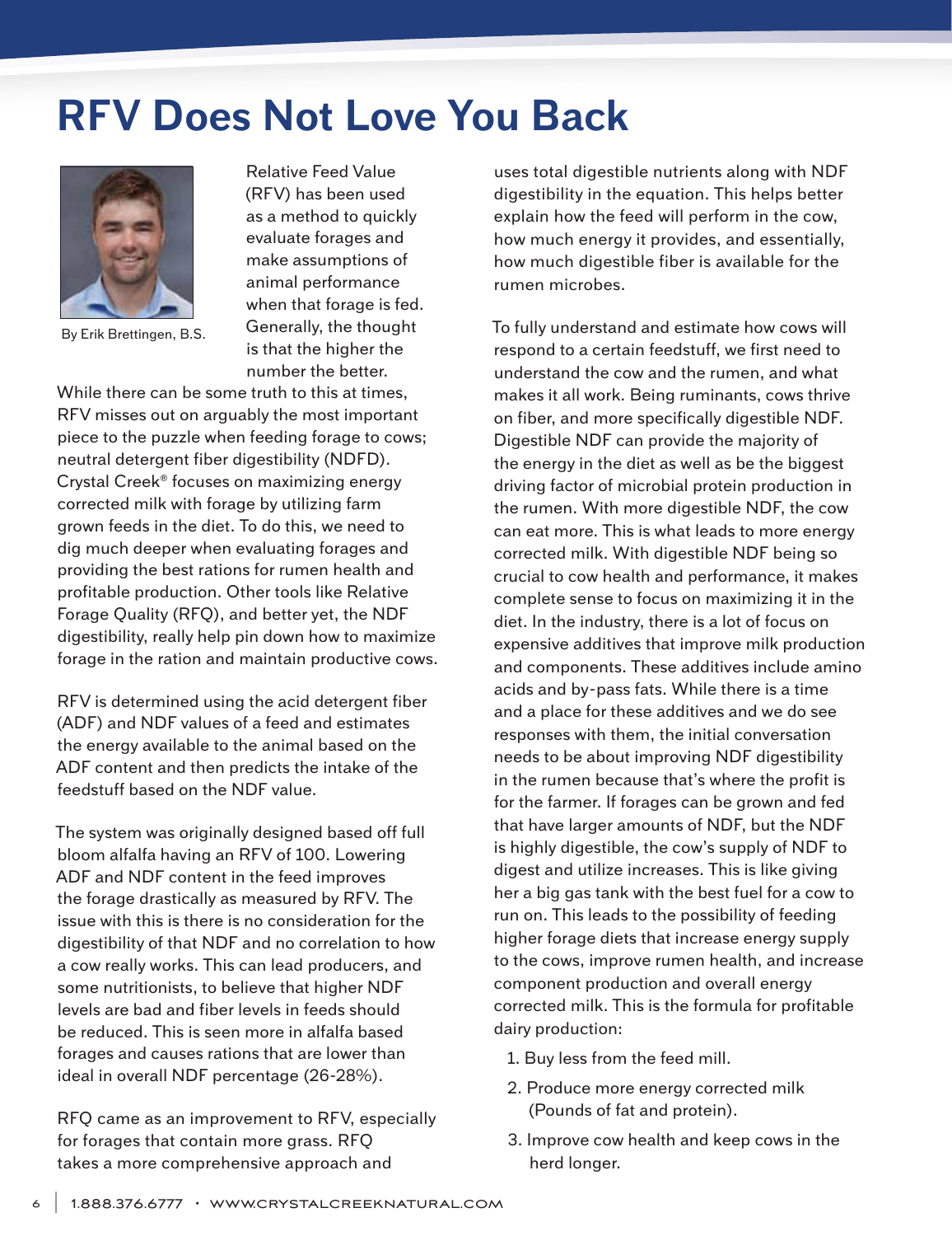# RFV Does Not Love You Back

By Erik Brettingen, B.S.

Relative Feed Value (RFV) has been used as a method to quickly evaluate forages and make assumptions of animal performance when that forage is fed. Generally, the thought is that the higher the number the better. While there can be some truth to this at times, RFV misses out on arguably the most important piece to the puzzle when feeding forage to cows; neutral detergent fiber digestibility (NDFD). Crystal Creek® focuses on maximizing energy corrected milk with forage by utilizing farm grown feeds in the diet. To do this, we need to dig much deeper when evaluating forages and providing the best rations for rumen health and profitable production. Other tools like Relative Forage Quality (RFQ), and better yet, the NDF digestibility, really help pin down how to maximize forage in the ration and maintain productive cows.

RFV is determined using the acid detergent fiber (ADF) and NDF values of a feed and estimates the energy available to the animal based on the ADF content and then predicts the intake of the feedstuff based on the NDF value.

The system was originally designed based off full bloom alfalfa having an RFV of 100. Lowering ADF and NDF content in the feed improves the forage drastically as measured by RFV. The issue with this is there is no consideration for the digestibility of that NDF and no correlation to how a cow really works. This can lead producers, and some nutritionists, to believe that higher NDF levels are bad and fiber levels in feeds should be reduced. This is seen more in alfalfa based forages and causes rations that are lower than ideal in overall NDF percentage (26-28%).

RFQ came as an improvement to RFV, especially for forages that contain more grass. RFQ takes a more comprehensive approach and uses total digestible nutrients along with NDF digestibility in the equation. This helps better explain how the feed will perform in the cow, how much energy it provides, and essentially, how much digestible fiber is available for the rumen microbes.

To fully understand and estimate how cows will respond to a certain feedstuff, we first need to understand the cow and the rumen, and what makes it all work. Being ruminants, cows thrive on fiber, and more specifically digestible NDF. Digestible NDF can provide the majority of the energy in the diet as well as be the biggest driving factor of microbial protein production in the rumen. With more digestible NDF, the cow can eat more. This is what leads to more energy corrected milk. With digestible NDF being so crucial to cow health and performance, it makes complete sense to focus on maximizing it in the diet. In the industry, there is a lot of focus on expensive additives that improve milk production and components. These additives include amino acids and by-pass fats. While there is a time and a place for these additives and we do see responses with them, the initial conversation needs to be about improving NDF digestibility in the rumen because that's where the profit is for the farmer. If forages can be grown and fed that have larger amounts of NDF, but the NDF is highly digestible, the cow's supply of NDF to digest and utilize increases. This is like giving her a big gas tank with the best fuel for a cow to run on. This leads to the possibility of feeding higher forage diets that increase energy supply to the cows, improve rumen health, and increase component production and overall energy corrected milk. This is the formula for profitable dairy production:

1. Buy less from the feed mill.
2. Produce more energy corrected milk (Pounds of fat and protein).
3. Improve cow health and keep cows in the herd longer.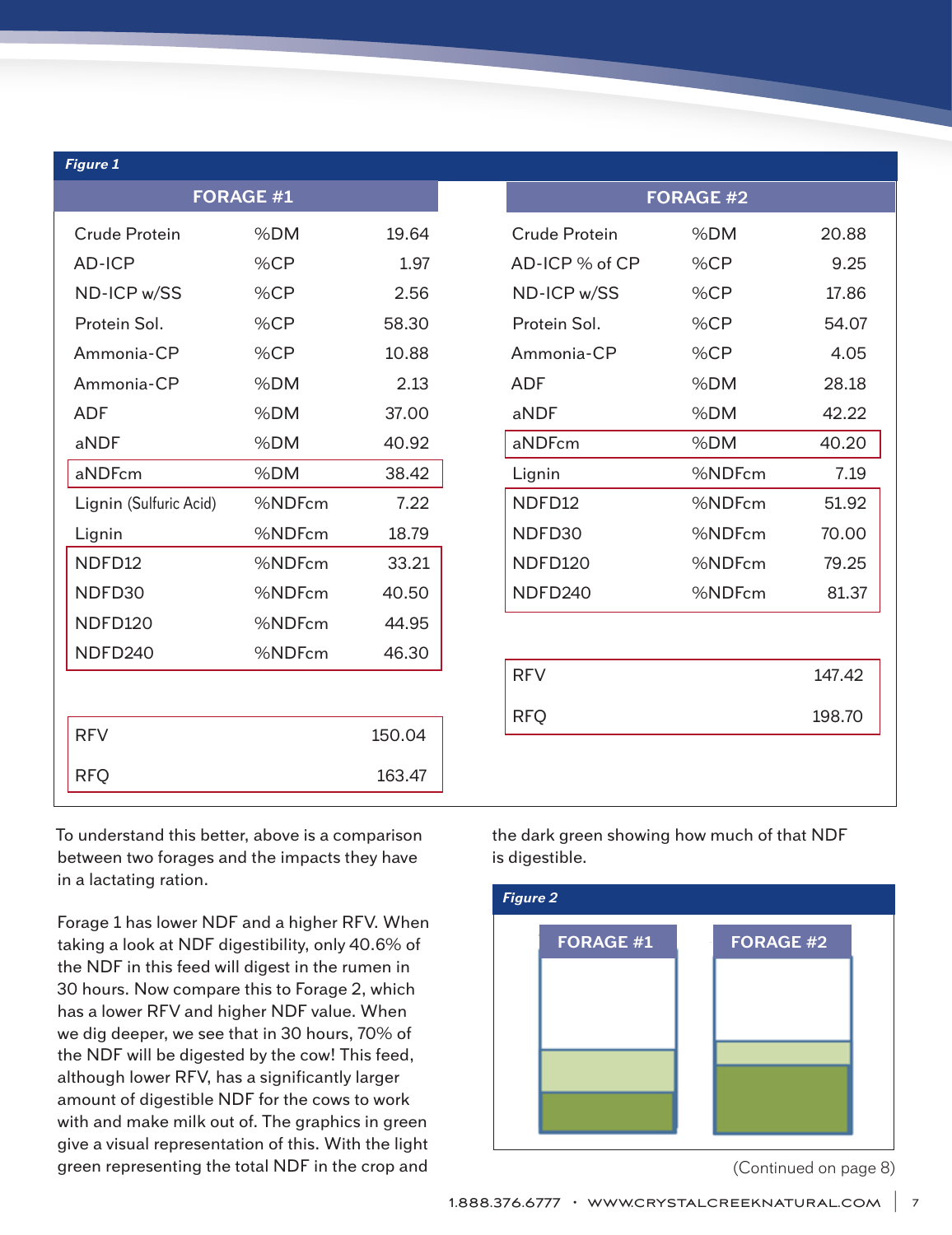*Figure 1*

**FORAGE #1**

| | | |
|---|---|---|
| Crude Protein | %DM | 19.64 |
| AD-ICP | %CP | 1.97 |
| ND-ICP w/SS | %CP | 2.56 |
| Protein Sol. | %CP | 58.30 |
| Ammonia-CP | %CP | 10.88 |
| Ammonia-CP | %DM | 2.13 |
| ADF | %DM | 37.00 |
| aNDF | %DM | 40.92 |
| aNDFcm | %DM | 38.42 |
| Lignin (Sulfuric Acid) | %NDFcm | 7.22 |
| Lignin | %NDFcm | 18.79 |
| NDFD12 | %NDFcm | 33.21 |
| NDFD30 | %NDFcm | 40.50 |
| NDFD120 | %NDFcm | 44.95 |
| NDFD240 | %NDFcm | 46.30 |
| RFV | | 150.04 |
| RFQ | | 163.47 |

**FORAGE #2**

| | | |
|---|---|---|
| Crude Protein | %DM | 20.88 |
| AD-ICP % of CP | %CP | 9.25 |
| ND-ICP w/SS | %CP | 17.86 |
| Protein Sol. | %CP | 54.07 |
| Ammonia-CP | %CP | 4.05 |
| ADF | %DM | 28.18 |
| aNDF | %DM | 42.22 |
| aNDFcm | %DM | 40.20 |
| Lignin | %NDFcm | 7.19 |
| NDFD12 | %NDFcm | 51.92 |
| NDFD30 | %NDFcm | 70.00 |
| NDFD120 | %NDFcm | 79.25 |
| NDFD240 | %NDFcm | 81.37 |
| RFV | | 147.42 |
| RFQ | | 198.70 |

To understand this better, above is a comparison between two forages and the impacts they have in a lactating ration.

Forage 1 has lower NDF and a higher RFV. When taking a look at NDF digestibility, only 40.6% of the NDF in this feed will digest in the rumen in 30 hours. Now compare this to Forage 2, which has a lower RFV and higher NDF value. When we dig deeper, we see that in 30 hours, 70% of the NDF will be digested by the cow! This feed, although lower RFV, has a significantly larger amount of digestible NDF for the cows to work with and make milk out of. The graphics in green give a visual representation of this. With the light green representing the total NDF in the crop and the dark green showing how much of that NDF is digestible.

*Figure 2*

FORAGE #1 FORAGE #2

(Continued on page 8)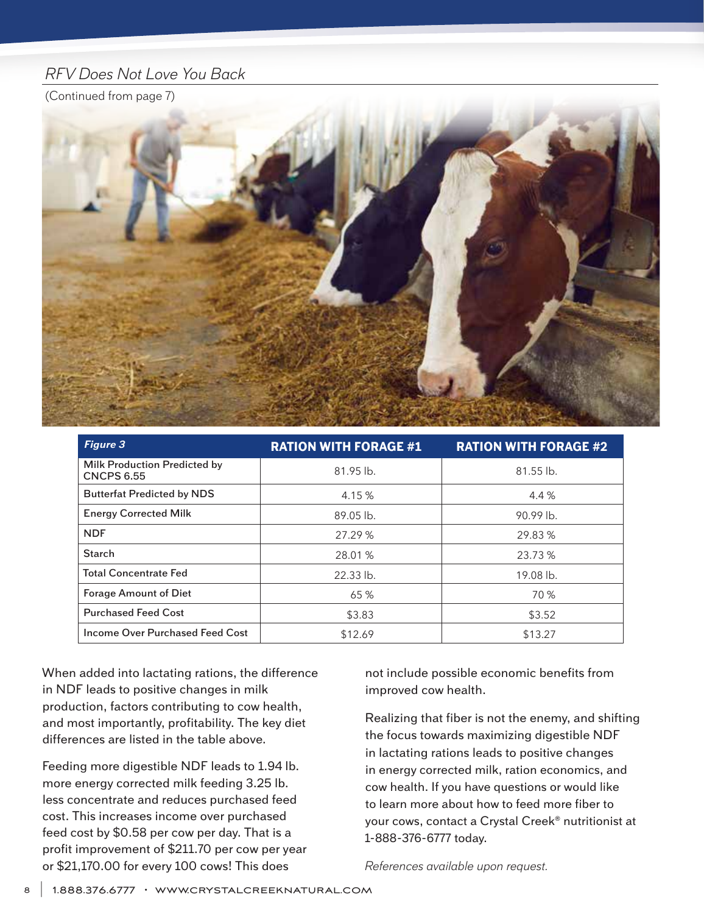*RFV Does Not Love You Back*

(Continued from page 7)

| *Figure 3* | RATION WITH FORAGE #1 | RATION WITH FORAGE #2 |
|---|---|---|
| Milk Production Predicted by CNCPS 6.55 | 81.95 lb. | 81.55 lb. |
| Butterfat Predicted by NDS | 4.15 % | 4.4 % |
| Energy Corrected Milk | 89.05 lb. | 90.99 lb. |
| NDF | 27.29 % | 29.83 % |
| Starch | 28.01 % | 23.73 % |
| Total Concentrate Fed | 22.33 lb. | 19.08 lb. |
| Forage Amount of Diet | 65 % | 70 % |
| Purchased Feed Cost | $3.83 | $3.52 |
| Income Over Purchased Feed Cost | $12.69 | $13.27 |

When added into lactating rations, the difference in NDF leads to positive changes in milk production, factors contributing to cow health, and most importantly, profitability. The key diet differences are listed in the table above.

Feeding more digestible NDF leads to 1.94 lb. more energy corrected milk feeding 3.25 lb. less concentrate and reduces purchased feed cost. This increases income over purchased feed cost by $0.58 per cow per day. That is a profit improvement of $211.70 per cow per year or $21,170.00 for every 100 cows! This does not include possible economic benefits from improved cow health.

Realizing that fiber is not the enemy, and shifting the focus towards maximizing digestible NDF in lactating rations leads to positive changes in energy corrected milk, ration economics, and cow health. If you have questions or would like to learn more about how to feed more fiber to your cows, contact a Crystal Creek® nutritionist at 1-888-376-6777 today.

*References available upon request.*